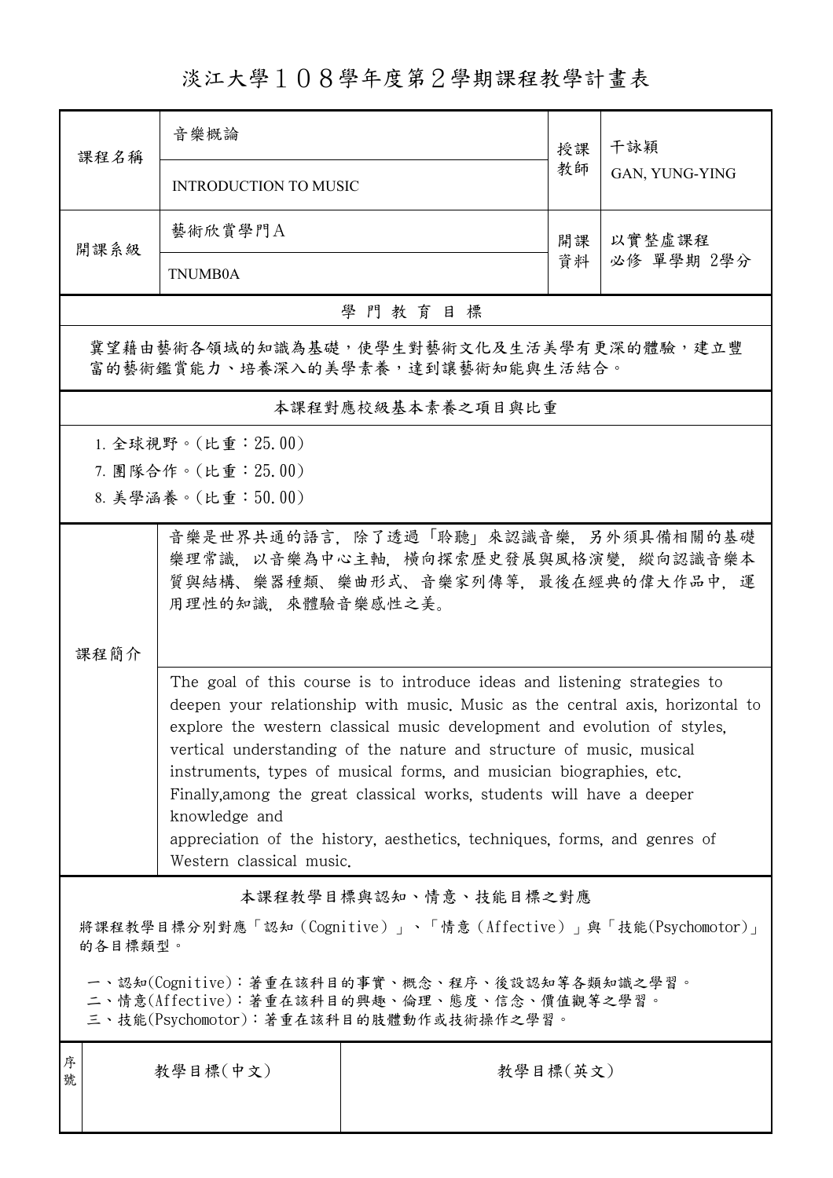# 淡江大學１０８學年度第２學期課程教學計畫表

| 課程名稱 | 音樂概論<br>INTRODUCTION TO MUSIC | 授課教師 | 干詠穎<br>GAN, YUNG-YING |
|---|---|---|---|
| 開課系級 | 藝術欣賞學門A<br>TNUMB0A | 開課資料 | 以實整虛課程<br>必修 單學期 2學分 |

## 學 門 教 育 目 標

冀望藉由藝術各領域的知識為基礎，使學生對藝術文化及生活美學有更深的體驗，建立豐富的藝術鑑賞能力、培養深入的美學素養，達到讓藝術知能與生活結合。

## 本課程對應校級基本素養之項目與比重

1. 全球視野。(比重：25.00)
7. 團隊合作。(比重：25.00)
8. 美學涵養。(比重：50.00)

## 課程簡介

音樂是世界共通的語言，除了透過「聆聽」來認識音樂，另外須具備相關的基礎樂理常識，以音樂為中心主軸，橫向探索歷史發展與風格演變，縱向認識音樂本質與結構、樂器種類、樂曲形式、音樂家列傳等，最後在經典的偉大作品中，運用理性的知識，來體驗音樂感性之美。

The goal of this course is to introduce ideas and listening strategies to deepen your relationship with music. Music as the central axis, horizontal to explore the western classical music development and evolution of styles, vertical understanding of the nature and structure of music, musical instruments, types of musical forms, and musician biographies, etc. Finally,among the great classical works, students will have a deeper knowledge and
appreciation of the history, aesthetics, techniques, forms, and genres of Western classical music.

## 本課程教學目標與認知、情意、技能目標之對應

將課程教學目標分別對應「認知（Cognitive）」、「情意（Affective）」與「技能(Psychomotor)」的各目標類型。

一、認知(Cognitive)：著重在該科目的事實、概念、程序、後設認知等各類知識之學習。
二、情意(Affective)：著重在該科目的興趣、倫理、態度、信念、價值觀等之學習。
三、技能(Psychomotor)：著重在該科目的肢體動作或技術操作之學習。

| 序號 | 教學目標(中文) | 教學目標(英文) |
|---|---|---|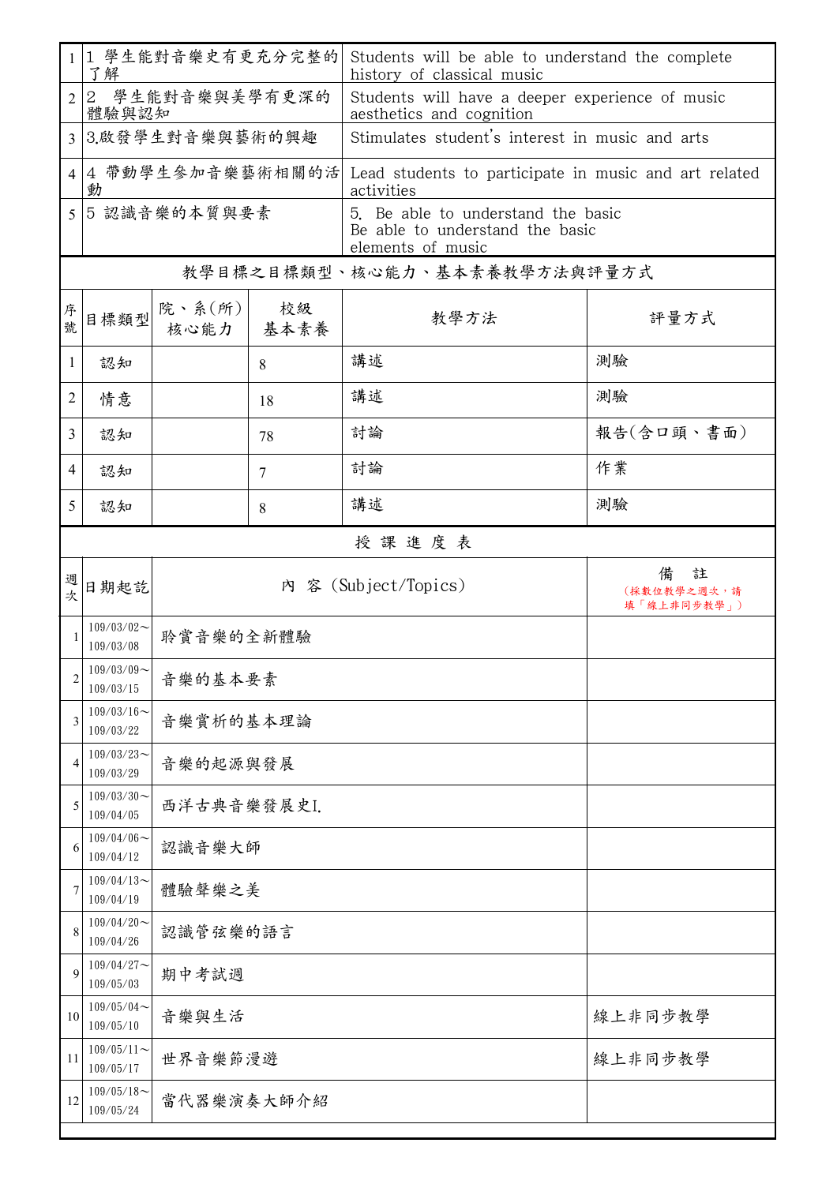| | | |
|---|---|---|
| 1 | 1 學生能對音樂史有更充分完整的了解 | Students will be able to understand the complete history of classical music |
| 2 | 2 學生能對音樂與美學有更深的體驗與認知 | Students will have a deeper experience of music aesthetics and cognition |
| 3 | 3.啟發學生對音樂與藝術的興趣 | Stimulates student's interest in music and arts |
| 4 | 4 帶動學生參加音樂藝術相關的活動 | Lead students to participate in music and art related activities |
| 5 | 5 認識音樂的本質與要素 | 5. Be able to understand the basic<br>Be able to understand the basic<br>elements of music |

教學目標之目標類型、核心能力、基本素養教學方法與評量方式

| 序號 | 目標類型 | 院、系(所)核心能力 | 校級基本素養 | 教學方法 | 評量方式 |
|---|---|---|---|---|---|
| 1 | 認知 | | 8 | 講述 | 測驗 |
| 2 | 情意 | | 18 | 講述 | 測驗 |
| 3 | 認知 | | 78 | 討論 | 報告(含口頭、書面) |
| 4 | 認知 | | 7 | 討論 | 作業 |
| 5 | 認知 | | 8 | 講述 | 測驗 |

授 課 進 度 表

| 週次 | 日期起訖 | 內 容 (Subject/Topics) | 備 註<br>(採數位教學之週次，請填「線上非同步教學」) |
|---|---|---|---|
| 1 | 109/03/02～109/03/08 | 聆賞音樂的全新體驗 | |
| 2 | 109/03/09～109/03/15 | 音樂的基本要素 | |
| 3 | 109/03/16～109/03/22 | 音樂賞析的基本理論 | |
| 4 | 109/03/23～109/03/29 | 音樂的起源與發展 | |
| 5 | 109/03/30～109/04/05 | 西洋古典音樂發展史I. | |
| 6 | 109/04/06～109/04/12 | 認識音樂大師 | |
| 7 | 109/04/13～109/04/19 | 體驗聲樂之美 | |
| 8 | 109/04/20～109/04/26 | 認識管弦樂的語言 | |
| 9 | 109/04/27～109/05/03 | 期中考試週 | |
| 10 | 109/05/04～109/05/10 | 音樂與生活 | 線上非同步教學 |
| 11 | 109/05/11～109/05/17 | 世界音樂節漫遊 | 線上非同步教學 |
| 12 | 109/05/18～109/05/24 | 當代器樂演奏大師介紹 | |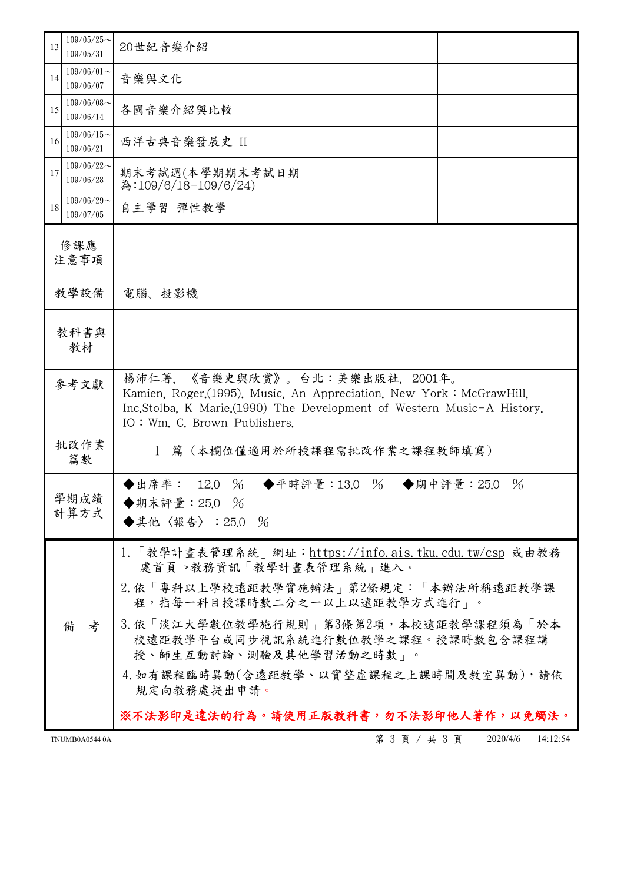| | | | |
|---|---|---|---|
| 13 | 109/05/25～109/05/31 | 20世紀音樂介紹 | |
| 14 | 109/06/01～109/06/07 | 音樂與文化 | |
| 15 | 109/06/08～109/06/14 | 各國音樂介紹與比較 | |
| 16 | 109/06/15～109/06/21 | 西洋古典音樂發展史 II | |
| 17 | 109/06/22～109/06/28 | 期末考試週(本學期期末考試日期為:109/6/18-109/6/24) | |
| 18 | 109/06/29～109/07/05 | 自主學習 彈性教學 | |

| | |
|---|---|
| 修課應注意事項 | |
| 教學設備 | 電腦、投影機 |
| 教科書與教材 | |
| 參考文獻 | 楊沛仁著, 《音樂史與欣賞》。台北：美樂出版社, 2001年。<br>Kamien, Roger.(1995). Music, An Appreciation. New York：McGrawHill, Inc.Stolba, K Marie.(1990) The Development of Western Music-A History. IO：Wm. C. Brown Publishers. |
| 批改作業篇數 | 1 篇（本欄位僅適用於所授課程需批改作業之課程教師填寫） |
| 學期成績計算方式 | ◆出席率： 12.0 % ◆平時評量：13.0 % ◆期中評量：25.0 %<br>◆期末評量：25.0 %<br>◆其他〈報告〉：25.0 % |
| 備考 | 1.「教學計畫表管理系統」網址：https://info.ais.tku.edu.tw/csp 或由教務處首頁→教務資訊「教學計畫表管理系統」進入。<br>2.依「專科以上學校遠距教學實施辦法」第2條規定：「本辦法所稱遠距教學課程，指每一科目授課時數二分之一以上以遠距教學方式進行」。<br>3.依「淡江大學數位教學施行規則」第3條第2項，本校遠距教學課程須為「於本校遠距教學平台或同步視訊系統進行數位教學之課程。授課時數包含課程講授、師生互動討論、測驗及其他學習活動之時數」。<br>4.如有課程臨時異動(含遠距教學、以實整虛課程之上課時間及教室異動)，請依規定向教務處提出申請。<br>**※不法影印是違法的行為。請使用正版教科書，勿不法影印他人著作，以免觸法。** |

TNUMB0A0544 0A　　2020/4/6　14:12:54